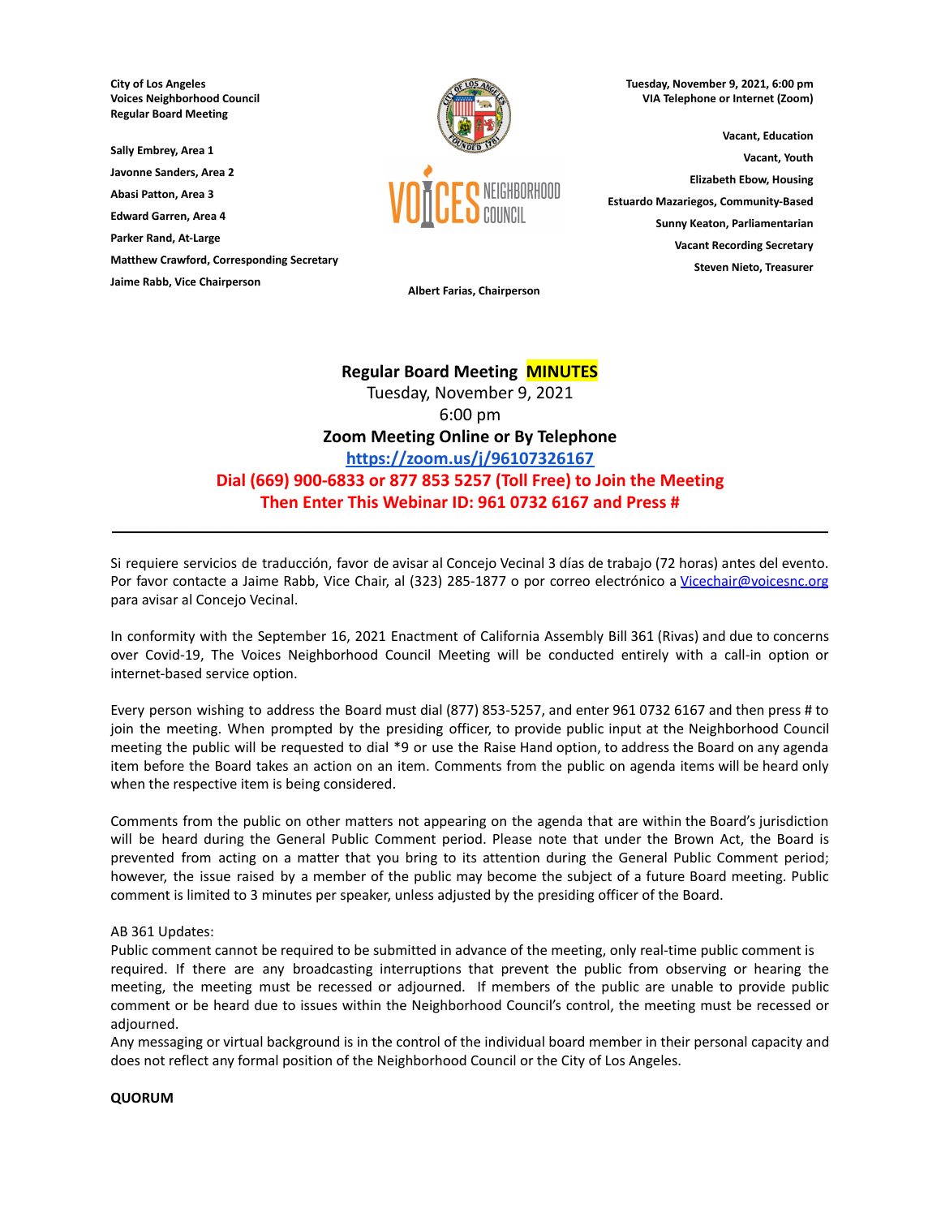City of Los Angeles
Voices Neighborhood Council
Regular Board Meeting

Tuesday, November 9, 2021, 6:00 pm
VIA Telephone or Internet (Zoom)

Sally Embrey, Area 1
Javonne Sanders, Area 2
Abasi Patton, Area 3
Edward Garren, Area 4
Parker Rand, At-Large
Matthew Crawford, Corresponding Secretary
Jaime Rabb, Vice Chairperson

Albert Farias, Chairperson

Vacant, Education
Vacant, Youth
Elizabeth Ebow, Housing
Estuardo Mazariegos, Community-Based
Sunny Keaton, Parliamentarian
Vacant Recording Secretary
Steven Nieto, Treasurer

# Regular Board Meeting MINUTES

Tuesday, November 9, 2021
6:00 pm
**Zoom Meeting Online or By Telephone**
**https://zoom.us/j/96107326167**
**Dial (669) 900-6833 or 877 853 5257 (Toll Free) to Join the Meeting**
**Then Enter This Webinar ID: 961 0732 6167 and Press #**

---

Si requiere servicios de traducción, favor de avisar al Concejo Vecinal 3 días de trabajo (72 horas) antes del evento. Por favor contacte a Jaime Rabb, Vice Chair, al (323) 285-1877 o por correo electrónico a Vicechair@voicesnc.org para avisar al Concejo Vecinal.

In conformity with the September 16, 2021 Enactment of California Assembly Bill 361 (Rivas) and due to concerns over Covid-19, The Voices Neighborhood Council Meeting will be conducted entirely with a call-in option or internet-based service option.

Every person wishing to address the Board must dial (877) 853-5257, and enter 961 0732 6167 and then press # to join the meeting. When prompted by the presiding officer, to provide public input at the Neighborhood Council meeting the public will be requested to dial *9 or use the Raise Hand option, to address the Board on any agenda item before the Board takes an action on an item. Comments from the public on agenda items will be heard only when the respective item is being considered.

Comments from the public on other matters not appearing on the agenda that are within the Board's jurisdiction will be heard during the General Public Comment period. Please note that under the Brown Act, the Board is prevented from acting on a matter that you bring to its attention during the General Public Comment period; however, the issue raised by a member of the public may become the subject of a future Board meeting. Public comment is limited to 3 minutes per speaker, unless adjusted by the presiding officer of the Board.

AB 361 Updates:
Public comment cannot be required to be submitted in advance of the meeting, only real-time public comment is required. If there are any broadcasting interruptions that prevent the public from observing or hearing the meeting, the meeting must be recessed or adjourned. If members of the public are unable to provide public comment or be heard due to issues within the Neighborhood Council's control, the meeting must be recessed or adjourned.
Any messaging or virtual background is in the control of the individual board member in their personal capacity and does not reflect any formal position of the Neighborhood Council or the City of Los Angeles.

**QUORUM**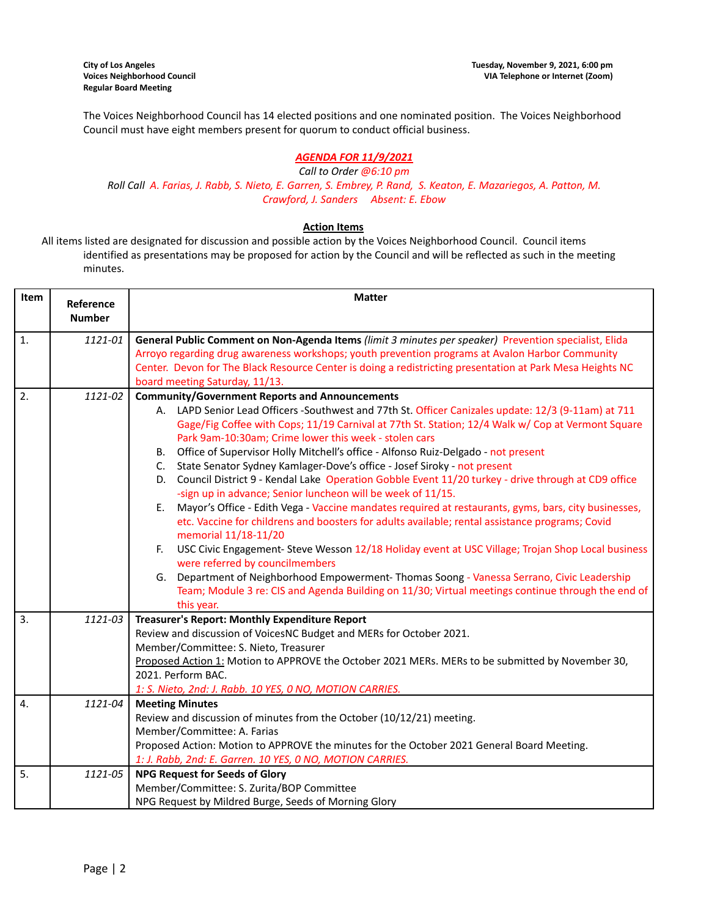**City of Los Angeles**
**Voices Neighborhood Council**
**Regular Board Meeting**

**Tuesday, November 9, 2021, 6:00 pm**
**VIA Telephone or Internet (Zoom)**

The Voices Neighborhood Council has 14 elected positions and one nominated position. The Voices Neighborhood Council must have eight members present for quorum to conduct official business.

***AGENDA FOR 11/9/2021***

*Call to Order @6:10 pm*

*Roll Call A. Farias, J. Rabb, S. Nieto, E. Garren, S. Embrey, P. Rand, S. Keaton, E. Mazariegos, A. Patton, M. Crawford, J. Sanders Absent: E. Ebow*

**Action Items**

All items listed are designated for discussion and possible action by the Voices Neighborhood Council. Council items identified as presentations may be proposed for action by the Council and will be reflected as such in the meeting minutes.

| Item | Reference Number | Matter |
|---|---|---|
| 1. | *1121-01* | **General Public Comment on Non-Agenda Items** *(limit 3 minutes per speaker)* Prevention specialist, Elida Arroyo regarding drug awareness workshops; youth prevention programs at Avalon Harbor Community Center. Devon for The Black Resource Center is doing a redistricting presentation at Park Mesa Heights NC board meeting Saturday, 11/13. |
| 2. | *1121-02* | **Community/Government Reports and Announcements**<br>A. LAPD Senior Lead Officers -Southwest and 77th St. Officer Canizales update: 12/3 (9-11am) at 711 Gage/Fig Coffee with Cops; 11/19 Carnival at 77th St. Station; 12/4 Walk w/ Cop at Vermont Square Park 9am-10:30am; Crime lower this week - stolen cars<br>B. Office of Supervisor Holly Mitchell's office - Alfonso Ruiz-Delgado - not present<br>C. State Senator Sydney Kamlager-Dove's office - Josef Siroky - not present<br>D. Council District 9 - Kendal Lake Operation Gobble Event 11/20 turkey - drive through at CD9 office -sign up in advance; Senior luncheon will be week of 11/15.<br>E. Mayor's Office - Edith Vega - Vaccine mandates required at restaurants, gyms, bars, city businesses, etc. Vaccine for childrens and boosters for adults available; rental assistance programs; Covid memorial 11/18-11/20<br>F. USC Civic Engagement- Steve Wesson 12/18 Holiday event at USC Village; Trojan Shop Local business were referred by councilmembers<br>G. Department of Neighborhood Empowerment- Thomas Soong - Vanessa Serrano, Civic Leadership Team; Module 3 re: CIS and Agenda Building on 11/30; Virtual meetings continue through the end of this year. |
| 3. | *1121-03* | **Treasurer's Report: Monthly Expenditure Report**<br>Review and discussion of VoicesNC Budget and MERs for October 2021.<br>Member/Committee: S. Nieto, Treasurer<br>Proposed Action 1: Motion to APPROVE the October 2021 MERs. MERs to be submitted by November 30, 2021. Perform BAC.<br>*1: S. Nieto, 2nd: J. Rabb. 10 YES, 0 NO, MOTION CARRIES.* |
| 4. | *1121-04* | **Meeting Minutes**<br>Review and discussion of minutes from the October (10/12/21) meeting.<br>Member/Committee: A. Farias<br>Proposed Action: Motion to APPROVE the minutes for the October 2021 General Board Meeting.<br>*1: J. Rabb, 2nd: E. Garren. 10 YES, 0 NO, MOTION CARRIES.* |
| 5. | *1121-05* | **NPG Request for Seeds of Glory**<br>Member/Committee: S. Zurita/BOP Committee<br>NPG Request by Mildred Burge, Seeds of Morning Glory |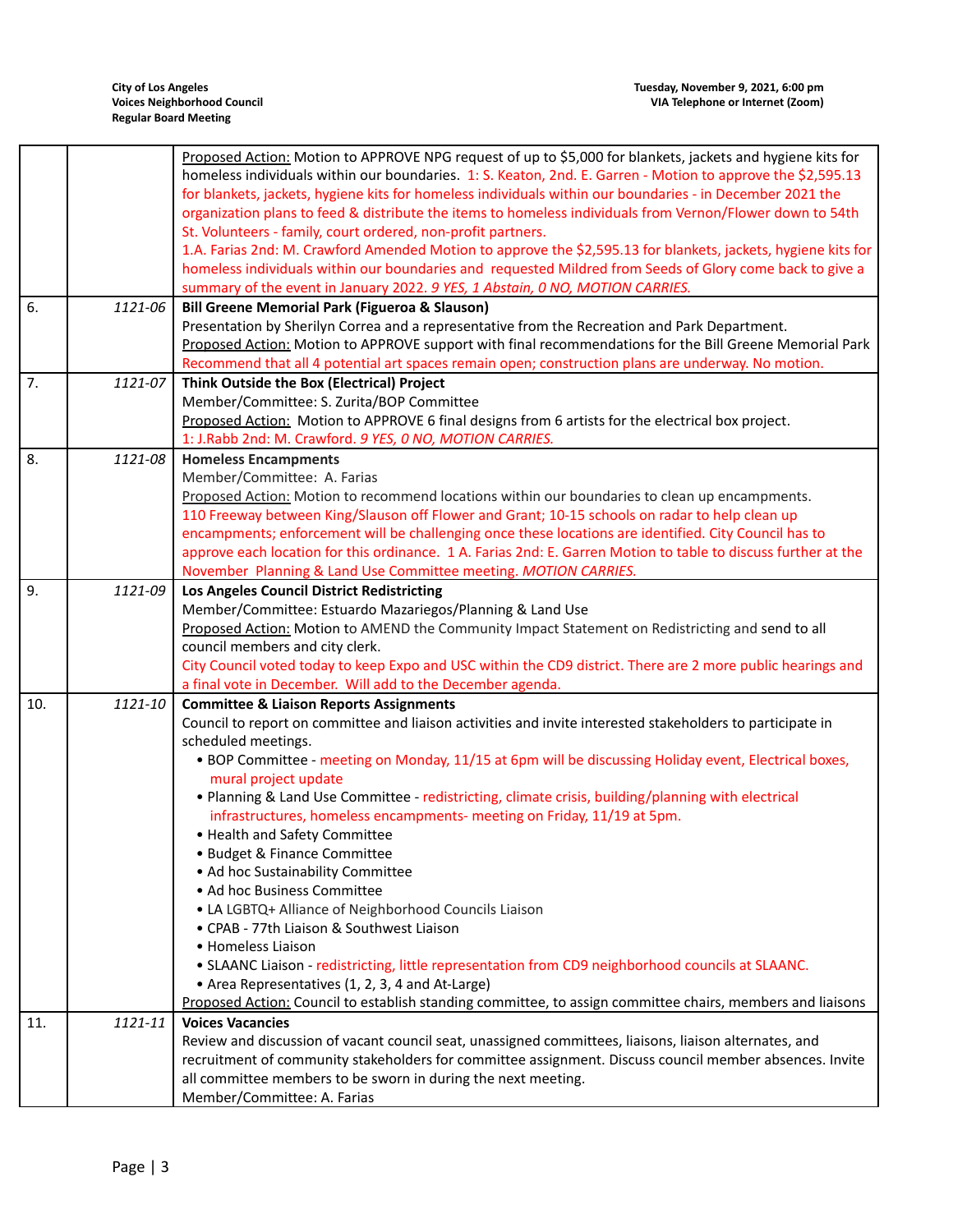| | | |
|---|---|---|
| | | Proposed Action: Motion to APPROVE NPG request of up to $5,000 for blankets, jackets and hygiene kits for homeless individuals within our boundaries. 1: S. Keaton, 2nd. E. Garren - Motion to approve the $2,595.13 for blankets, jackets, hygiene kits for homeless individuals within our boundaries - in December 2021 the organization plans to feed & distribute the items to homeless individuals from Vernon/Flower down to 54th St. Volunteers - family, court ordered, non-profit partners.<br>1.A. Farias 2nd: M. Crawford Amended Motion to approve the $2,595.13 for blankets, jackets, hygiene kits for homeless individuals within our boundaries and requested Mildred from Seeds of Glory come back to give a summary of the event in January 2022. *9 YES, 1 Abstain, 0 NO, MOTION CARRIES.* |
| 6. | *1121-06* | **Bill Greene Memorial Park (Figueroa & Slauson)**<br>Presentation by Sherilyn Correa and a representative from the Recreation and Park Department.<br>Proposed Action: Motion to APPROVE support with final recommendations for the Bill Greene Memorial Park<br>Recommend that all 4 potential art spaces remain open; construction plans are underway. No motion. |
| 7. | *1121-07* | **Think Outside the Box (Electrical) Project**<br>Member/Committee: S. Zurita/BOP Committee<br>Proposed Action: Motion to APPROVE 6 final designs from 6 artists for the electrical box project.<br>1: J.Rabb 2nd: M. Crawford. *9 YES, 0 NO, MOTION CARRIES.* |
| 8. | *1121-08* | **Homeless Encampments**<br>Member/Committee: A. Farias<br>Proposed Action: Motion to recommend locations within our boundaries to clean up encampments.<br>110 Freeway between King/Slauson off Flower and Grant; 10-15 schools on radar to help clean up encampments; enforcement will be challenging once these locations are identified. City Council has to approve each location for this ordinance. 1 A. Farias 2nd: E. Garren Motion to table to discuss further at the November Planning & Land Use Committee meeting. *MOTION CARRIES.* |
| 9. | *1121-09* | **Los Angeles Council District Redistricting**<br>Member/Committee: Estuardo Mazariegos/Planning & Land Use<br>Proposed Action: Motion to AMEND the Community Impact Statement on Redistricting and send to all council members and city clerk.<br>City Council voted today to keep Expo and USC within the CD9 district. There are 2 more public hearings and a final vote in December. Will add to the December agenda. |
| 10. | *1121-10* | **Committee & Liaison Reports Assignments**<br>Council to report on committee and liaison activities and invite interested stakeholders to participate in scheduled meetings.<br>• BOP Committee - meeting on Monday, 11/15 at 6pm will be discussing Holiday event, Electrical boxes, mural project update<br>• Planning & Land Use Committee - redistricting, climate crisis, building/planning with electrical infrastructures, homeless encampments- meeting on Friday, 11/19 at 5pm.<br>• Health and Safety Committee<br>• Budget & Finance Committee<br>• Ad hoc Sustainability Committee<br>• Ad hoc Business Committee<br>• LA LGBTQ+ Alliance of Neighborhood Councils Liaison<br>• CPAB - 77th Liaison & Southwest Liaison<br>• Homeless Liaison<br>• SLAANC Liaison - redistricting, little representation from CD9 neighborhood councils at SLAANC.<br>• Area Representatives (1, 2, 3, 4 and At-Large)<br>Proposed Action: Council to establish standing committee, to assign committee chairs, members and liaisons |
| 11. | *1121-11* | **Voices Vacancies**<br>Review and discussion of vacant council seat, unassigned committees, liaisons, liaison alternates, and recruitment of community stakeholders for committee assignment. Discuss council member absences. Invite all committee members to be sworn in during the next meeting.<br>Member/Committee: A. Farias |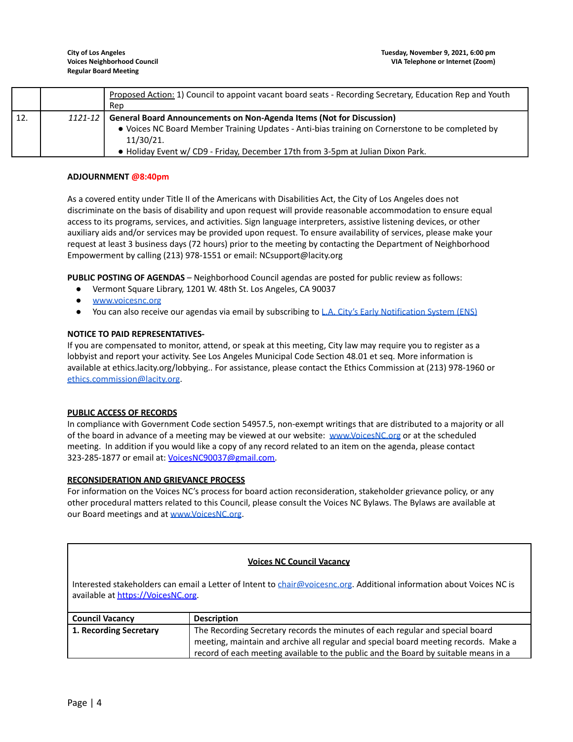| | | |
|---|---|---|
| | | Proposed Action: 1) Council to appoint vacant board seats - Recording Secretary, Education Rep and Youth Rep |
| 12. | *1121-12* | **General Board Announcements on Non-Agenda Items (Not for Discussion)**<br>● Voices NC Board Member Training Updates - Anti-bias training on Cornerstone to be completed by 11/30/21.<br>● Holiday Event w/ CD9 - Friday, December 17th from 3-5pm at Julian Dixon Park. |

**ADJOURNMENT @8:40pm**

As a covered entity under Title II of the Americans with Disabilities Act, the City of Los Angeles does not discriminate on the basis of disability and upon request will provide reasonable accommodation to ensure equal access to its programs, services, and activities. Sign language interpreters, assistive listening devices, or other auxiliary aids and/or services may be provided upon request. To ensure availability of services, please make your request at least 3 business days (72 hours) prior to the meeting by contacting the Department of Neighborhood Empowerment by calling (213) 978-1551 or email: NCsupport@lacity.org

**PUBLIC POSTING OF AGENDAS** – Neighborhood Council agendas are posted for public review as follows:

- Vermont Square Library, 1201 W. 48th St. Los Angeles, CA 90037
- www.voicesnc.org
- You can also receive our agendas via email by subscribing to L.A. City's Early Notification System (ENS)

**NOTICE TO PAID REPRESENTATIVES-**
If you are compensated to monitor, attend, or speak at this meeting, City law may require you to register as a lobbyist and report your activity. See Los Angeles Municipal Code Section 48.01 et seq. More information is available at ethics.lacity.org/lobbying.. For assistance, please contact the Ethics Commission at (213) 978-1960 or ethics.commission@lacity.org.

**PUBLIC ACCESS OF RECORDS**
In compliance with Government Code section 54957.5, non-exempt writings that are distributed to a majority or all of the board in advance of a meeting may be viewed at our website: www.VoicesNC.org or at the scheduled meeting. In addition if you would like a copy of any record related to an item on the agenda, please contact 323-285-1877 or email at: VoicesNC90037@gmail.com.

**RECONSIDERATION AND GRIEVANCE PROCESS**
For information on the Voices NC's process for board action reconsideration, stakeholder grievance policy, or any other procedural matters related to this Council, please consult the Voices NC Bylaws. The Bylaws are available at our Board meetings and at www.VoicesNC.org.

**Voices NC Council Vacancy**

Interested stakeholders can email a Letter of Intent to chair@voicesnc.org. Additional information about Voices NC is available at https://VoicesNC.org.

| Council Vacancy | Description |
|---|---|
| **1. Recording Secretary** | The Recording Secretary records the minutes of each regular and special board meeting, maintain and archive all regular and special board meeting records. Make a record of each meeting available to the public and the Board by suitable means in a |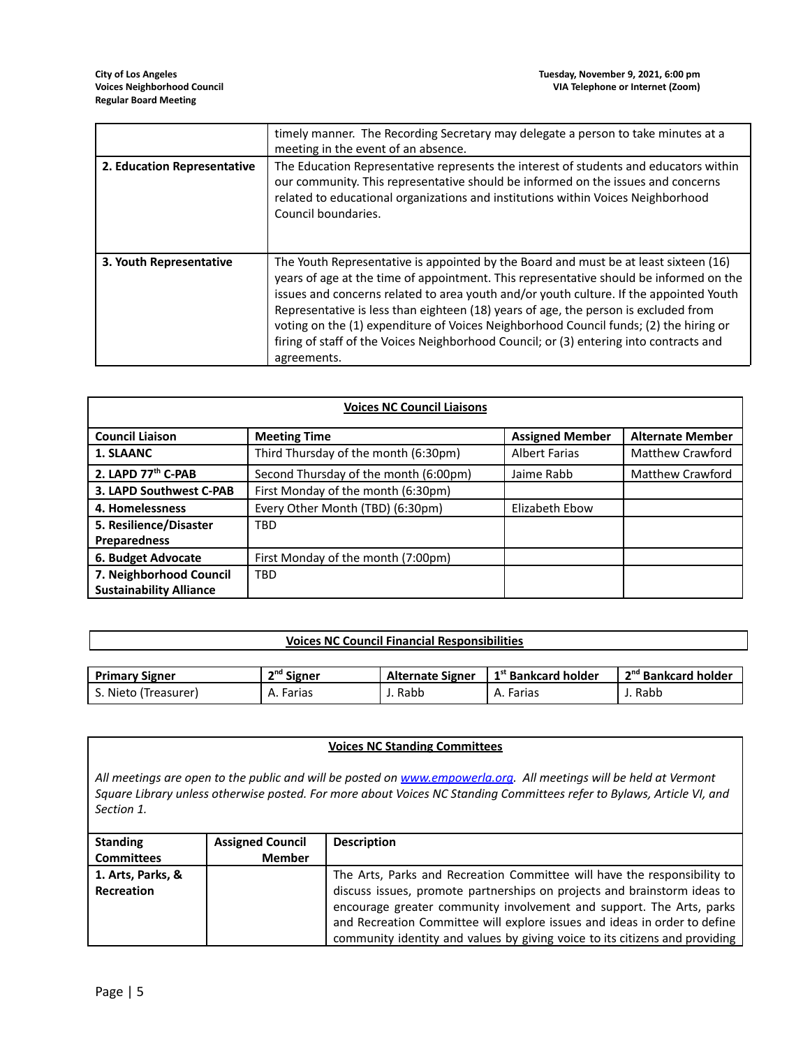| | |
|---|---|
| | timely manner. The Recording Secretary may delegate a person to take minutes at a meeting in the event of an absence. |
| **2. Education Representative** | The Education Representative represents the interest of students and educators within our community. This representative should be informed on the issues and concerns related to educational organizations and institutions within Voices Neighborhood Council boundaries. |
| **3. Youth Representative** | The Youth Representative is appointed by the Board and must be at least sixteen (16) years of age at the time of appointment. This representative should be informed on the issues and concerns related to area youth and/or youth culture. If the appointed Youth Representative is less than eighteen (18) years of age, the person is excluded from voting on the (1) expenditure of Voices Neighborhood Council funds; (2) the hiring or firing of staff of the Voices Neighborhood Council; or (3) entering into contracts and agreements. |

**Voices NC Council Liaisons**

| Council Liaison | Meeting Time | Assigned Member | Alternate Member |
|---|---|---|---|
| **1. SLAANC** | Third Thursday of the month (6:30pm) | Albert Farias | Matthew Crawford |
| **2. LAPD 77th C-PAB** | Second Thursday of the month (6:00pm) | Jaime Rabb | Matthew Crawford |
| **3. LAPD Southwest C-PAB** | First Monday of the month (6:30pm) | | |
| **4. Homelessness** | Every Other Month (TBD) (6:30pm) | Elizabeth Ebow | |
| **5. Resilience/Disaster Preparedness** | TBD | | |
| **6. Budget Advocate** | First Monday of the month (7:00pm) | | |
| **7. Neighborhood Council Sustainability Alliance** | TBD | | |

**Voices NC Council Financial Responsibilities**

| Primary Signer | 2nd Signer | Alternate Signer | 1st Bankcard holder | 2nd Bankcard holder |
|---|---|---|---|---|
| S. Nieto (Treasurer) | A. Farias | J. Rabb | A. Farias | J. Rabb |

**Voices NC Standing Committees**

*All meetings are open to the public and will be posted on www.empowerla.org. All meetings will be held at Vermont Square Library unless otherwise posted. For more about Voices NC Standing Committees refer to Bylaws, Article VI, and Section 1.*

| Standing Committees | Assigned Council Member | Description |
|---|---|---|
| **1. Arts, Parks, & Recreation** | | The Arts, Parks and Recreation Committee will have the responsibility to discuss issues, promote partnerships on projects and brainstorm ideas to encourage greater community involvement and support. The Arts, parks and Recreation Committee will explore issues and ideas in order to define community identity and values by giving voice to its citizens and providing |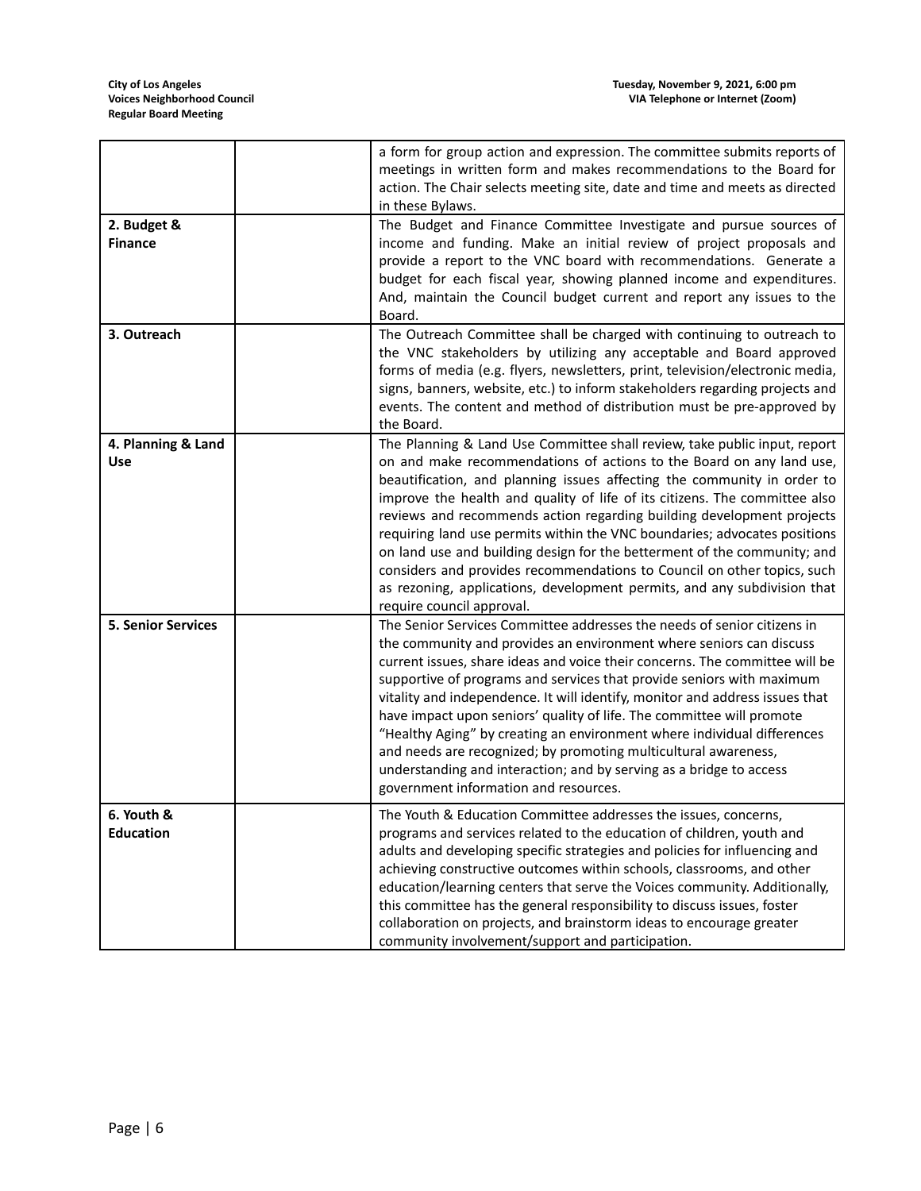| | | |
|---|---|---|
| | | a form for group action and expression. The committee submits reports of meetings in written form and makes recommendations to the Board for action. The Chair selects meeting site, date and time and meets as directed in these Bylaws. |
| **2. Budget & Finance** | | The Budget and Finance Committee Investigate and pursue sources of income and funding. Make an initial review of project proposals and provide a report to the VNC board with recommendations. Generate a budget for each fiscal year, showing planned income and expenditures. And, maintain the Council budget current and report any issues to the Board. |
| **3. Outreach** | | The Outreach Committee shall be charged with continuing to outreach to the VNC stakeholders by utilizing any acceptable and Board approved forms of media (e.g. flyers, newsletters, print, television/electronic media, signs, banners, website, etc.) to inform stakeholders regarding projects and events. The content and method of distribution must be pre-approved by the Board. |
| **4. Planning & Land Use** | | The Planning & Land Use Committee shall review, take public input, report on and make recommendations of actions to the Board on any land use, beautification, and planning issues affecting the community in order to improve the health and quality of life of its citizens. The committee also reviews and recommends action regarding building development projects requiring land use permits within the VNC boundaries; advocates positions on land use and building design for the betterment of the community; and considers and provides recommendations to Council on other topics, such as rezoning, applications, development permits, and any subdivision that require council approval. |
| **5. Senior Services** | | The Senior Services Committee addresses the needs of senior citizens in the community and provides an environment where seniors can discuss current issues, share ideas and voice their concerns. The committee will be supportive of programs and services that provide seniors with maximum vitality and independence. It will identify, monitor and address issues that have impact upon seniors' quality of life. The committee will promote "Healthy Aging" by creating an environment where individual differences and needs are recognized; by promoting multicultural awareness, understanding and interaction; and by serving as a bridge to access government information and resources. |
| **6. Youth & Education** | | The Youth & Education Committee addresses the issues, concerns, programs and services related to the education of children, youth and adults and developing specific strategies and policies for influencing and achieving constructive outcomes within schools, classrooms, and other education/learning centers that serve the Voices community. Additionally, this committee has the general responsibility to discuss issues, foster collaboration on projects, and brainstorm ideas to encourage greater community involvement/support and participation. |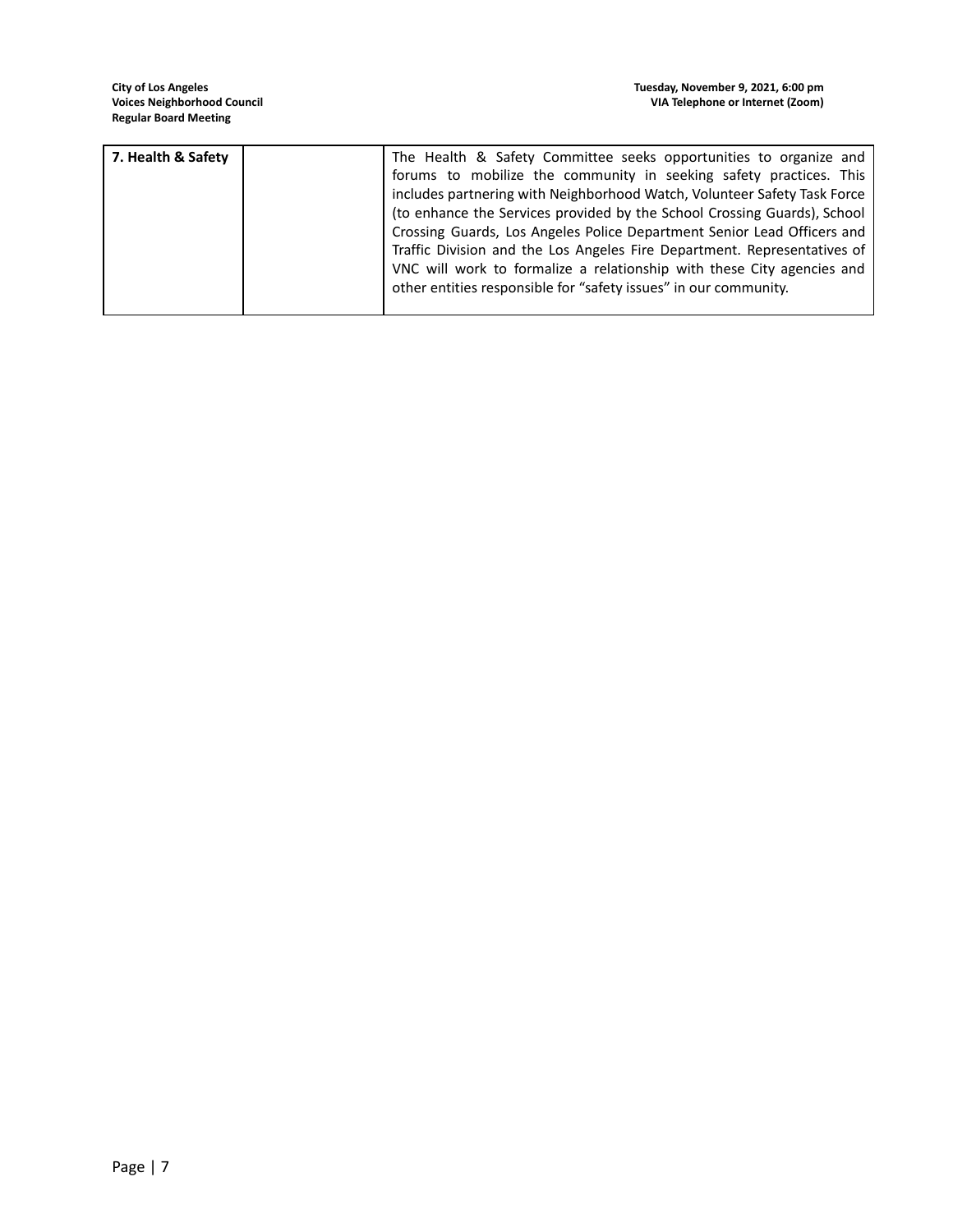| | | |
|---|---|---|
| **7. Health & Safety** | | The Health & Safety Committee seeks opportunities to organize and forums to mobilize the community in seeking safety practices. This includes partnering with Neighborhood Watch, Volunteer Safety Task Force (to enhance the Services provided by the School Crossing Guards), School Crossing Guards, Los Angeles Police Department Senior Lead Officers and Traffic Division and the Los Angeles Fire Department. Representatives of VNC will work to formalize a relationship with these City agencies and other entities responsible for "safety issues" in our community. |